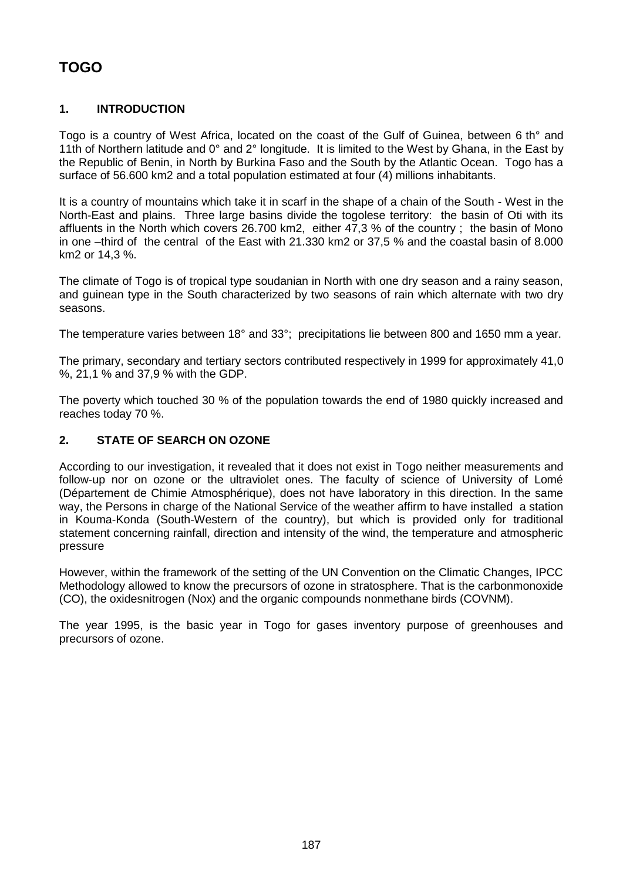# TOGO

## 1. INTRODUCTION

Togo is a country of West Africa, located on the coast of the Gulf of Guinea, between 6 th° and 11th of Northern latitude and 0° and 2° longitude. It is limited to the West by Ghana, in the East by the Republic of Benin, in North by Burkina Faso and the South by the Atlantic Ocean. Togo has a surface of 56.600 km2 and a total population estimated at four (4) millions inhabitants.

It is a country of mountains which take it in scarf in the shape of a chain of the South - West in the North-East and plains. Three large basins divide the togolese territory: the basin of Oti with its affluents in the North which covers 26.700 km2, either 47,3 % of the country ; the basin of Mono in one –third of the central of the East with 21.330 km2 or 37,5 % and the coastal basin of 8.000 km2 or 14,3 %.

The climate of Togo is of tropical type soudanian in North with one dry season and a rainy season, and guinean type in the South characterized by two seasons of rain which alternate with two dry seasons.

The temperature varies between 18° and 33°; precipitations lie between 800 and 1650 mm a year.

The primary, secondary and tertiary sectors contributed respectively in 1999 for approximately 41,0 %, 21,1 % and 37,9 % with the GDP.

The poverty which touched 30 % of the population towards the end of 1980 quickly increased and reaches today 70 %.

## 2. STATE OF SEARCH ON OZONE

According to our investigation, it revealed that it does not exist in Togo neither measurements and follow-up nor on ozone or the ultraviolet ones. The faculty of science of University of Lomé (Département de Chimie Atmosphérique), does not have laboratory in this direction. In the same way, the Persons in charge of the National Service of the weather affirm to have installed a station in Kouma-Konda (South-Western of the country), but which is provided only for traditional statement concerning rainfall, direction and intensity of the wind, the temperature and atmospheric pressure

However, within the framework of the setting of the UN Convention on the Climatic Changes, IPCC Methodology allowed to know the precursors of ozone in stratosphere. That is the carbonmonoxide (CO), the oxidesnitrogen (Nox) and the organic compounds nonmethane birds (COVNM).

The year 1995, is the basic year in Togo for gases inventory purpose of greenhouses and precursors of ozone.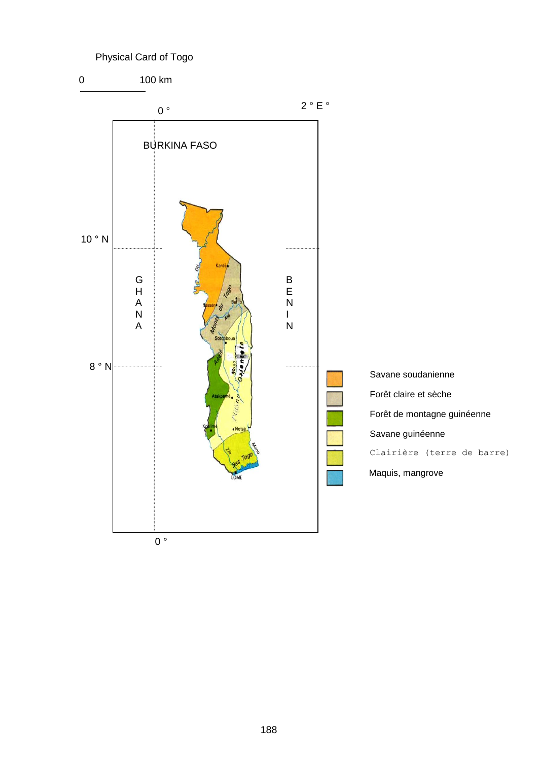Physical Card of Togo

0 100 km

0 °

2 ° E °

BURKINA FASO

10 ° N

GHANA

BENIN

8 ° N

0 °

Savane soudanienne

Forêt claire et sèche

Forêt de montagne guinéenne

Savane guinéenne

Clairière (terre de barre)

Maquis, mangrove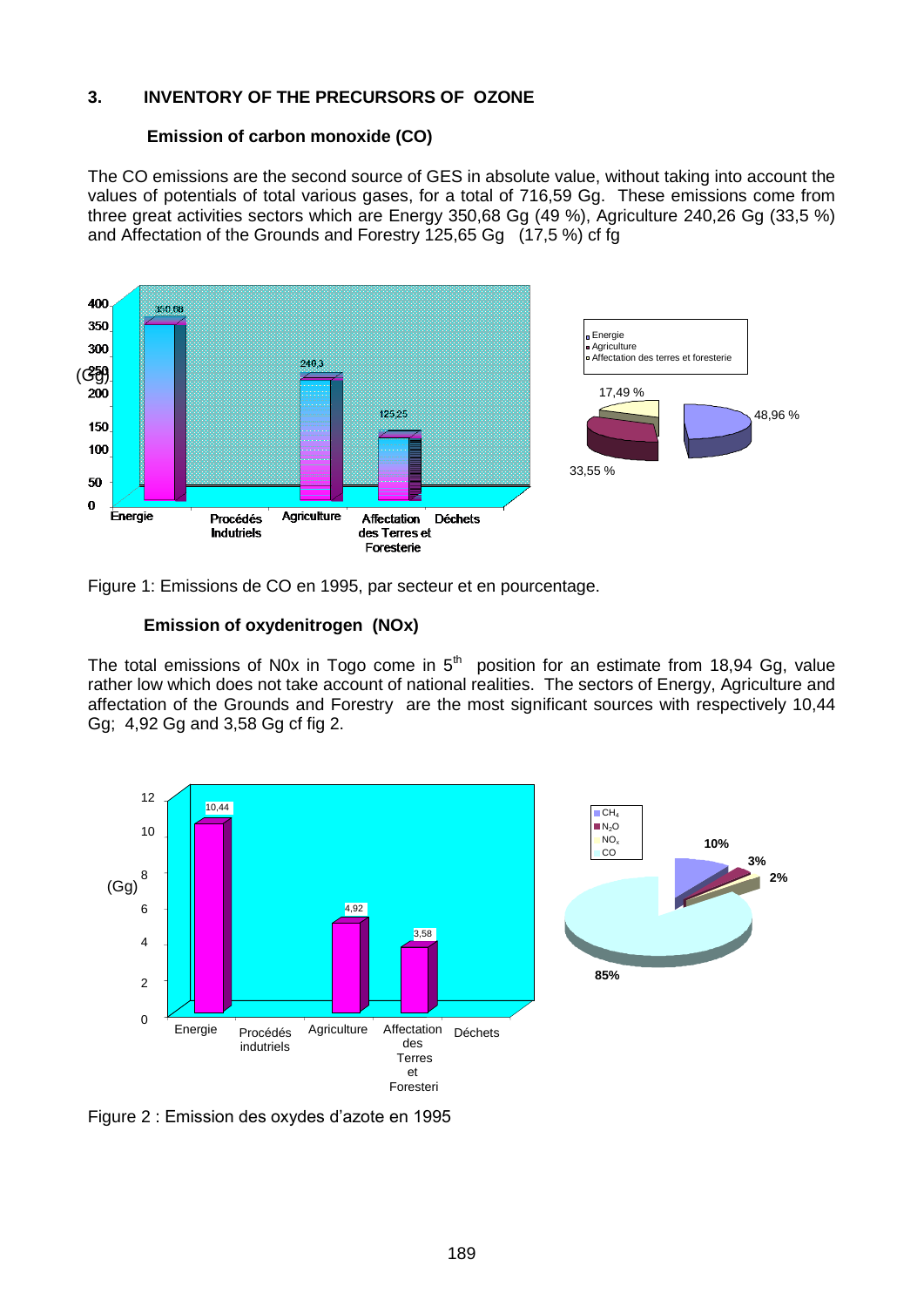## 3. INVENTORY OF THE PRECURSORS OF OZONE

### Emission of carbon monoxide (CO)

The CO emissions are the second source of GES in absolute value, without taking into account the values of potentials of total various gases, for a total of 716,59 Gg. These emissions come from three great activities sectors which are Energy 350,68 Gg (49 %), Agriculture 240,26 Gg (33,5 %) and Affectation of the Grounds and Forestry 125,65 Gg (17,5 %) cf fg

Figure 1: Emissions de CO en 1995, par secteur et en pourcentage.

### Emission of oxydenitrogen (NOx)

The total emissions of N0x in Togo come in 5[th] position for an estimate from 18,94 Gg, value rather low which does not take account of national realities. The sectors of Energy, Agriculture and affectation of the Grounds and Forestry are the most significant sources with respectively 10,44 Gg; 4,92 Gg and 3,58 Gg cf fig 2.

Figure 2 : Emission des oxydes d'azote en 1995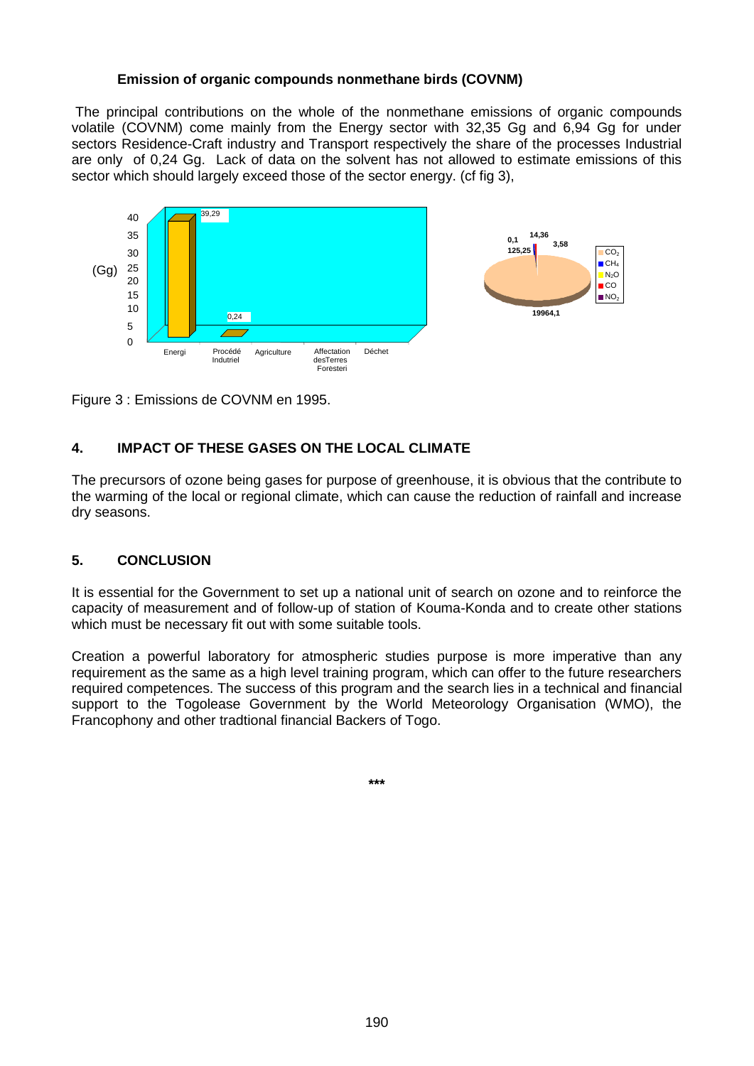**Emission of organic compounds nonmethane birds (COVNM)**

The principal contributions on the whole of the nonmethane emissions of organic compounds volatile (COVNM) come mainly from the Energy sector with 32,35 Gg and 6,94 Gg for under sectors Residence-Craft industry and Transport respectively the share of the processes Industrial are only of 0,24 Gg. Lack of data on the solvent has not allowed to estimate emissions of this sector which should largely exceed those of the sector energy. (cf fig 3),

(Gg)
40
35
30
25
20
15
10
5
0
39,29
0,24
Energi
Procédé Indutriel
Agriculture
Affectation desTerres Foresteri
Déchet

0,1
14,36
3,58
125,25
19964,1
$CO_2$
$CH_4$
$N_2O$
CO
$NO_2$

Figure 3 : Emissions de COVNM en 1995.

## 4. IMPACT OF THESE GASES ON THE LOCAL CLIMATE

The precursors of ozone being gases for purpose of greenhouse, it is obvious that the contribute to the warming of the local or regional climate, which can cause the reduction of rainfall and increase dry seasons.

## 5. CONCLUSION

It is essential for the Government to set up a national unit of search on ozone and to reinforce the capacity of measurement and of follow-up of station of Kouma-Konda and to create other stations which must be necessary fit out with some suitable tools.

Creation a powerful laboratory for atmospheric studies purpose is more imperative than any requirement as the same as a high level training program, which can offer to the future researchers required competences. The success of this program and the search lies in a technical and financial support to the Togolease Government by the World Meteorology Organisation (WMO), the Francophony and other tradtional financial Backers of Togo.

***